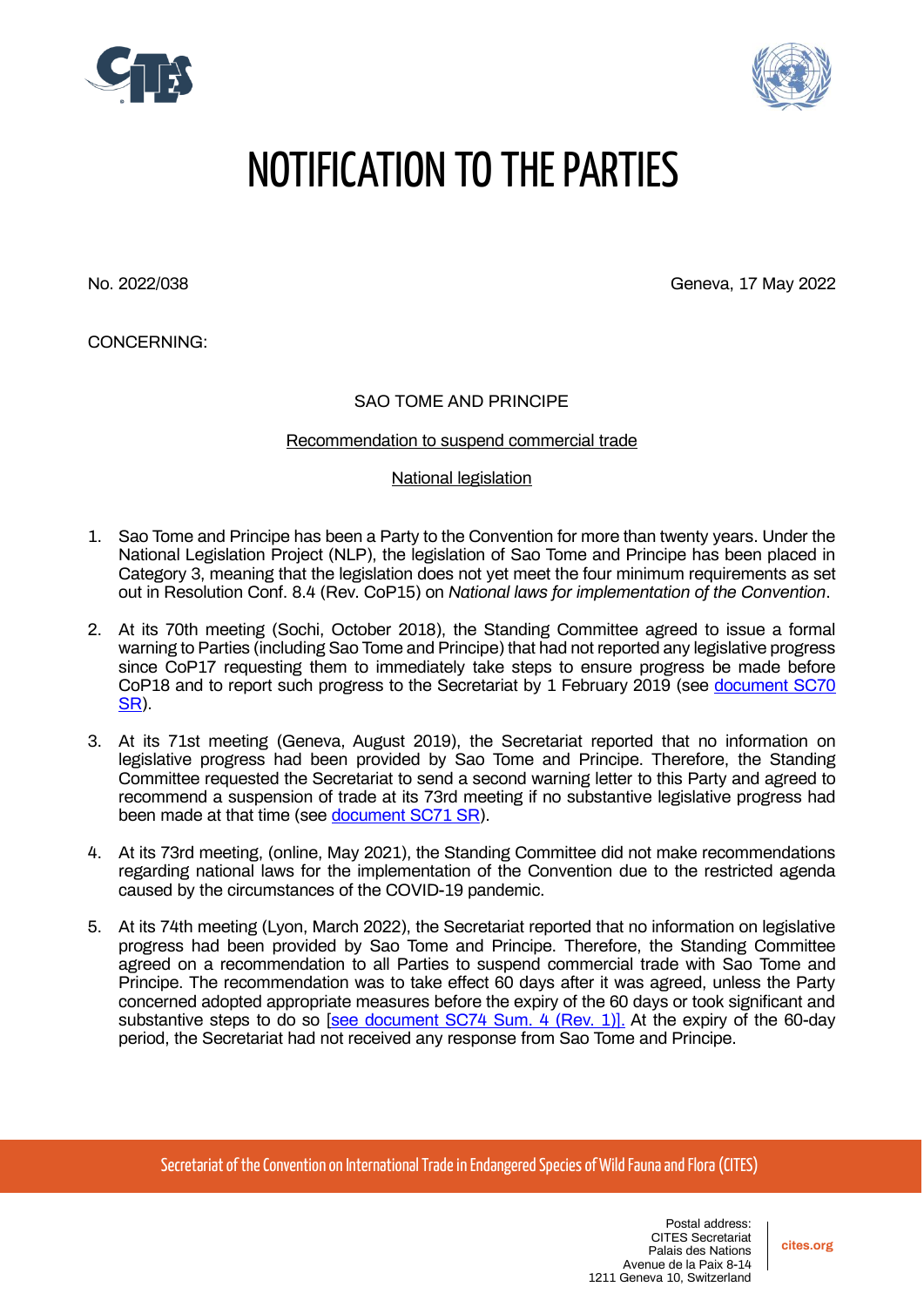# NOTIFICATION TO THE PARTIES

No. 2022/038

Geneva, 17 May 2022

CONCERNING:

SAO TOME AND PRINCIPE

Recommendation to suspend commercial trade

National legislation

1. Sao Tome and Principe has been a Party to the Convention for more than twenty years. Under the National Legislation Project (NLP), the legislation of Sao Tome and Principe has been placed in Category 3, meaning that the legislation does not yet meet the four minimum requirements as set out in Resolution Conf. 8.4 (Rev. CoP15) on *National laws for implementation of the Convention*.

2. At its 70th meeting (Sochi, October 2018), the Standing Committee agreed to issue a formal warning to Parties (including Sao Tome and Principe) that had not reported any legislative progress since CoP17 requesting them to immediately take steps to ensure progress be made before CoP18 and to report such progress to the Secretariat by 1 February 2019 (see document SC70 SR).

3. At its 71st meeting (Geneva, August 2019), the Secretariat reported that no information on legislative progress had been provided by Sao Tome and Principe. Therefore, the Standing Committee requested the Secretariat to send a second warning letter to this Party and agreed to recommend a suspension of trade at its 73rd meeting if no substantive legislative progress had been made at that time (see document SC71 SR).

4. At its 73rd meeting, (online, May 2021), the Standing Committee did not make recommendations regarding national laws for the implementation of the Convention due to the restricted agenda caused by the circumstances of the COVID-19 pandemic.

5. At its 74th meeting (Lyon, March 2022), the Secretariat reported that no information on legislative progress had been provided by Sao Tome and Principe. Therefore, the Standing Committee agreed on a recommendation to all Parties to suspend commercial trade with Sao Tome and Principe. The recommendation was to take effect 60 days after it was agreed, unless the Party concerned adopted appropriate measures before the expiry of the 60 days or took significant and substantive steps to do so [see document SC74 Sum. 4 (Rev. 1)]. At the expiry of the 60-day period, the Secretariat had not received any response from Sao Tome and Principe.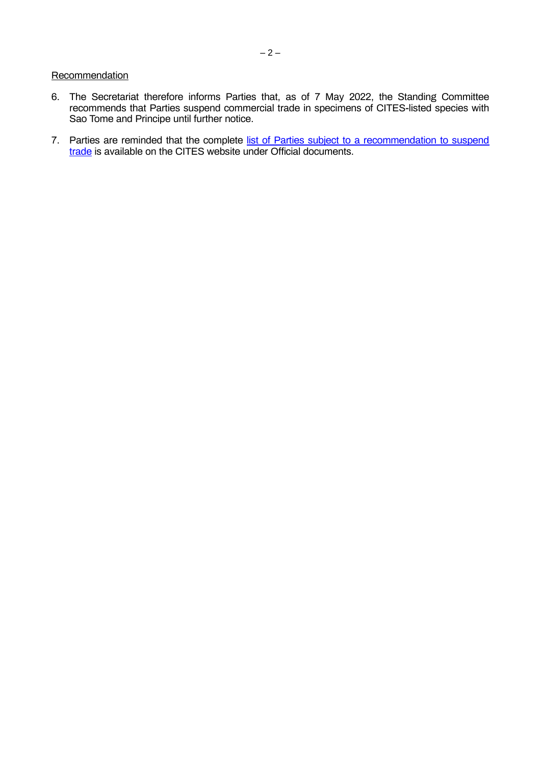Recommendation

6. The Secretariat therefore informs Parties that, as of 7 May 2022, the Standing Committee recommends that Parties suspend commercial trade in specimens of CITES-listed species with Sao Tome and Principe until further notice.

7. Parties are reminded that the complete list of Parties subject to a recommendation to suspend trade is available on the CITES website under Official documents.